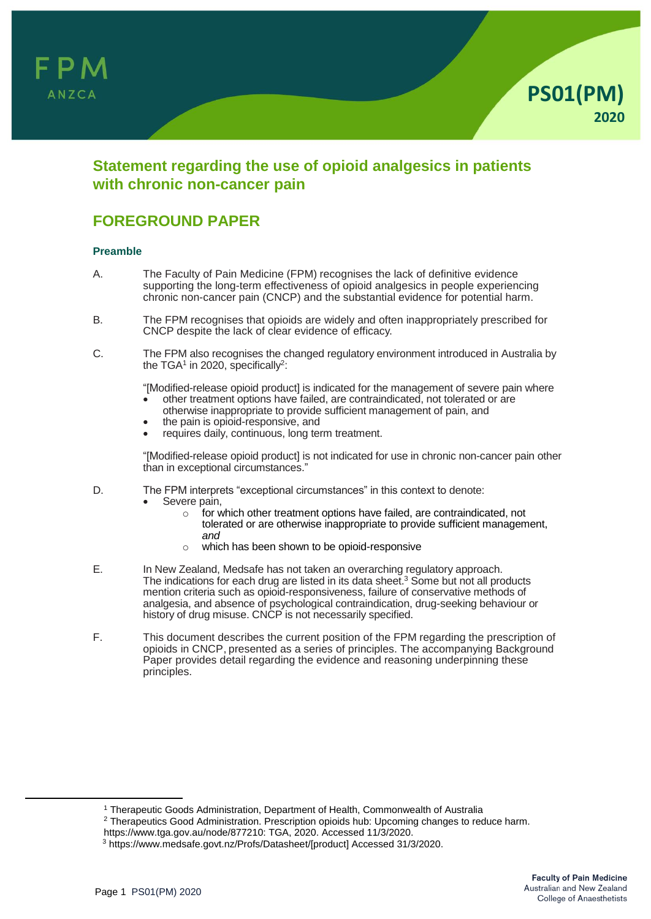FPM ANZCA

PS01(PM) 2020

# Statement regarding the use of opioid analgesics in patients with chronic non-cancer pain

## FOREGROUND PAPER

### Preamble

A. The Faculty of Pain Medicine (FPM) recognises the lack of definitive evidence supporting the long-term effectiveness of opioid analgesics in people experiencing chronic non-cancer pain (CNCP) and the substantial evidence for potential harm.

B. The FPM recognises that opioids are widely and often inappropriately prescribed for CNCP despite the lack of clear evidence of efficacy.

C. The FPM also recognises the changed regulatory environment introduced in Australia by the TGA[1] in 2020, specifically[2]:

"[Modified-release opioid product] is indicated for the management of severe pain where

- other treatment options have failed, are contraindicated, not tolerated or are otherwise inappropriate to provide sufficient management of pain, and
- the pain is opioid-responsive, and
- requires daily, continuous, long term treatment.

"[Modified-release opioid product] is not indicated for use in chronic non-cancer pain other than in exceptional circumstances."

D. The FPM interprets "exceptional circumstances" in this context to denote:

- Severe pain,
  - for which other treatment options have failed, are contraindicated, not tolerated or are otherwise inappropriate to provide sufficient management, *and*
  - which has been shown to be opioid-responsive

E. In New Zealand, Medsafe has not taken an overarching regulatory approach. The indications for each drug are listed in its data sheet.[3] Some but not all products mention criteria such as opioid-responsiveness, failure of conservative methods of analgesia, and absence of psychological contraindication, drug-seeking behaviour or history of drug misuse. CNCP is not necessarily specified.

F. This document describes the current position of the FPM regarding the prescription of opioids in CNCP, presented as a series of principles. The accompanying Background Paper provides detail regarding the evidence and reasoning underpinning these principles.

---

[1] Therapeutic Goods Administration, Department of Health, Commonwealth of Australia

[2] Therapeutics Good Administration. Prescription opioids hub: Upcoming changes to reduce harm. https://www.tga.gov.au/node/877210: TGA, 2020. Accessed 11/3/2020.

[3] https://www.medsafe.govt.nz/Profs/Datasheet/[product] Accessed 31/3/2020.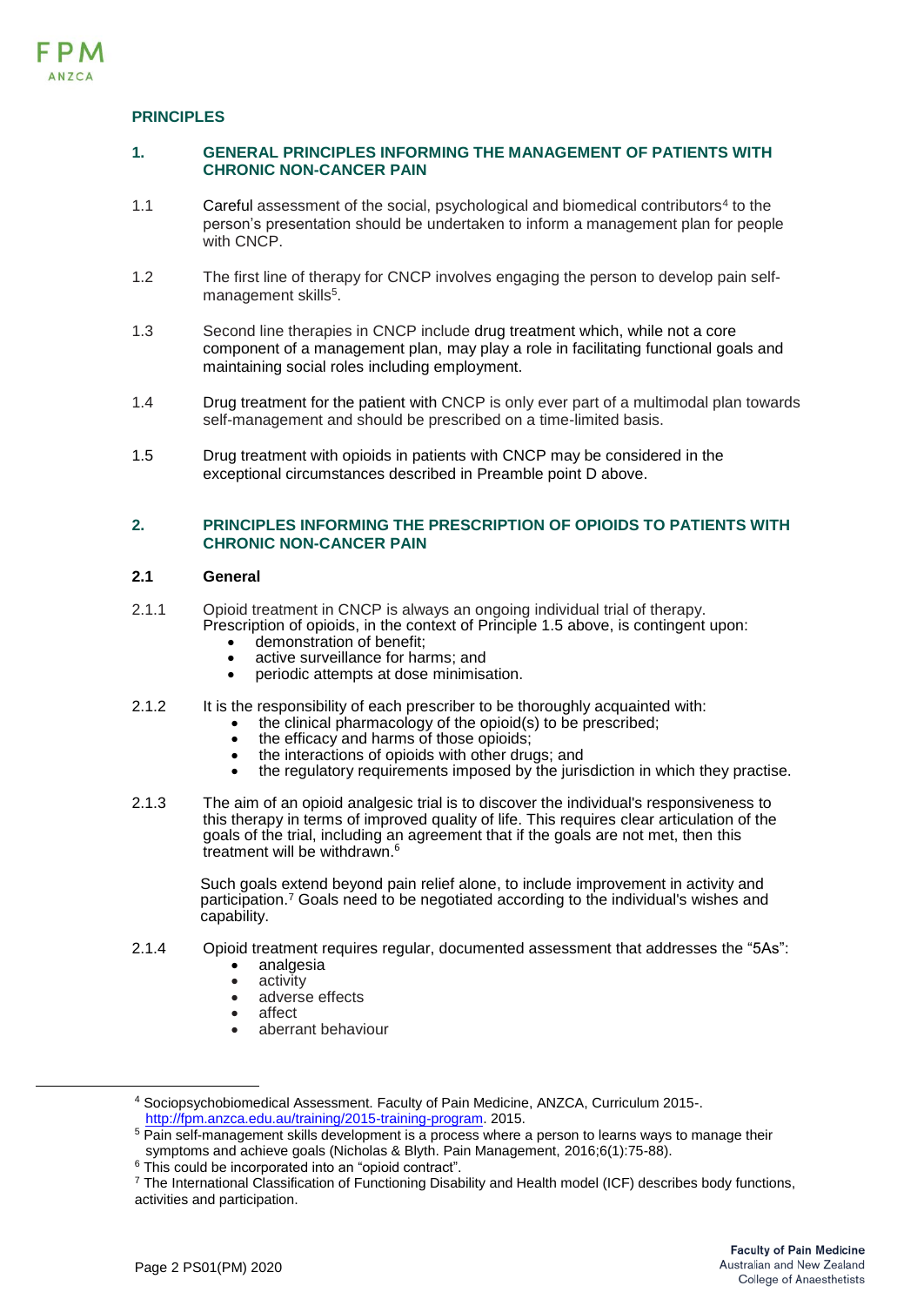## PRINCIPLES

### 1. GENERAL PRINCIPLES INFORMING THE MANAGEMENT OF PATIENTS WITH CHRONIC NON-CANCER PAIN

1.1 Careful assessment of the social, psychological and biomedical contributors[4] to the person's presentation should be undertaken to inform a management plan for people with CNCP.

1.2 The first line of therapy for CNCP involves engaging the person to develop pain self-management skills[5].

1.3 Second line therapies in CNCP include drug treatment which, while not a core component of a management plan, may play a role in facilitating functional goals and maintaining social roles including employment.

1.4 Drug treatment for the patient with CNCP is only ever part of a multimodal plan towards self-management and should be prescribed on a time-limited basis.

1.5 Drug treatment with opioids in patients with CNCP may be considered in the exceptional circumstances described in Preamble point D above.

### 2. PRINCIPLES INFORMING THE PRESCRIPTION OF OPIOIDS TO PATIENTS WITH CHRONIC NON-CANCER PAIN

#### 2.1 General

2.1.1 Opioid treatment in CNCP is always an ongoing individual trial of therapy. Prescription of opioids, in the context of Principle 1.5 above, is contingent upon:

- demonstration of benefit;
- active surveillance for harms; and
- periodic attempts at dose minimisation.

2.1.2 It is the responsibility of each prescriber to be thoroughly acquainted with:

- the clinical pharmacology of the opioid(s) to be prescribed;
- the efficacy and harms of those opioids;
- the interactions of opioids with other drugs; and
- the regulatory requirements imposed by the jurisdiction in which they practise.

2.1.3 The aim of an opioid analgesic trial is to discover the individual's responsiveness to this therapy in terms of improved quality of life. This requires clear articulation of the goals of the trial, including an agreement that if the goals are not met, then this treatment will be withdrawn.[6]

Such goals extend beyond pain relief alone, to include improvement in activity and participation.[7] Goals need to be negotiated according to the individual's wishes and capability.

2.1.4 Opioid treatment requires regular, documented assessment that addresses the "5As":

- analgesia
- activity
- adverse effects
- affect
- aberrant behaviour

---

[4] Sociopsychobiomedical Assessment. Faculty of Pain Medicine, ANZCA, Curriculum 2015-. http://fpm.anzca.edu.au/training/2015-training-program. 2015.

[5] Pain self-management skills development is a process where a person to learns ways to manage their symptoms and achieve goals (Nicholas & Blyth. Pain Management, 2016;6(1):75-88).

[6] This could be incorporated into an "opioid contract".

[7] The International Classification of Functioning Disability and Health model (ICF) describes body functions, activities and participation.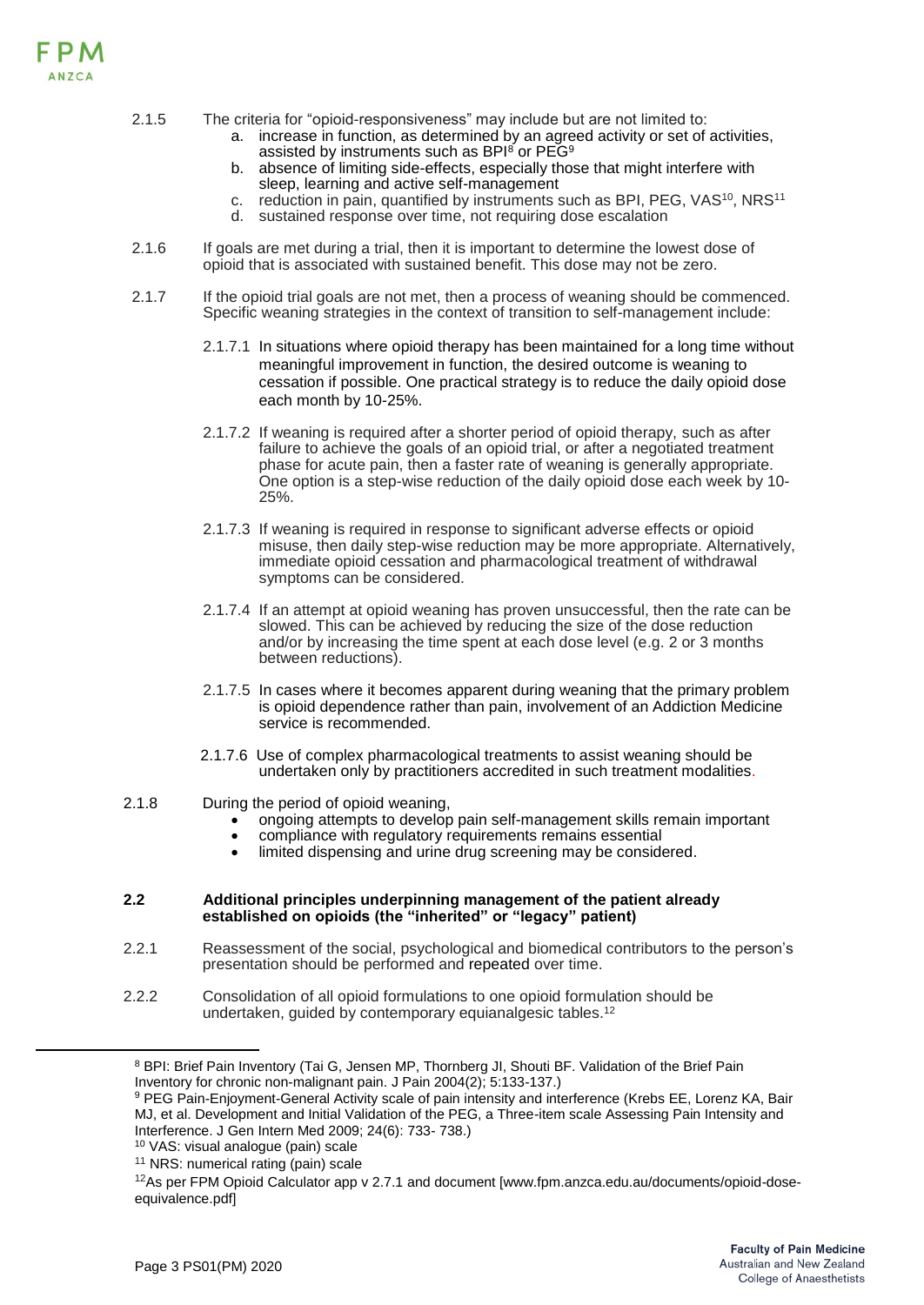2.1.5 The criteria for "opioid-responsiveness" may include but are not limited to:

a. increase in function, as determined by an agreed activity or set of activities, assisted by instruments such as BPI[8] or PEG[9]
b. absence of limiting side-effects, especially those that might interfere with sleep, learning and active self-management
c. reduction in pain, quantified by instruments such as BPI, PEG, VAS[10], NRS[11]
d. sustained response over time, not requiring dose escalation

2.1.6 If goals are met during a trial, then it is important to determine the lowest dose of opioid that is associated with sustained benefit. This dose may not be zero.

2.1.7 If the opioid trial goals are not met, then a process of weaning should be commenced. Specific weaning strategies in the context of transition to self-management include:

2.1.7.1 In situations where opioid therapy has been maintained for a long time without meaningful improvement in function, the desired outcome is weaning to cessation if possible. One practical strategy is to reduce the daily opioid dose each month by 10-25%.

2.1.7.2 If weaning is required after a shorter period of opioid therapy, such as after failure to achieve the goals of an opioid trial, or after a negotiated treatment phase for acute pain, then a faster rate of weaning is generally appropriate. One option is a step-wise reduction of the daily opioid dose each week by 10-25%.

2.1.7.3 If weaning is required in response to significant adverse effects or opioid misuse, then daily step-wise reduction may be more appropriate. Alternatively, immediate opioid cessation and pharmacological treatment of withdrawal symptoms can be considered.

2.1.7.4 If an attempt at opioid weaning has proven unsuccessful, then the rate can be slowed. This can be achieved by reducing the size of the dose reduction and/or by increasing the time spent at each dose level (e.g. 2 or 3 months between reductions).

2.1.7.5 In cases where it becomes apparent during weaning that the primary problem is opioid dependence rather than pain, involvement of an Addiction Medicine service is recommended.

2.1.7.6 Use of complex pharmacological treatments to assist weaning should be undertaken only by practitioners accredited in such treatment modalities.

2.1.8 During the period of opioid weaning,

- ongoing attempts to develop pain self-management skills remain important
- compliance with regulatory requirements remains essential
- limited dispensing and urine drug screening may be considered.

**2.2 Additional principles underpinning management of the patient already established on opioids (the "inherited" or "legacy" patient)**

2.2.1 Reassessment of the social, psychological and biomedical contributors to the person's presentation should be performed and repeated over time.

2.2.2 Consolidation of all opioid formulations to one opioid formulation should be undertaken, guided by contemporary equianalgesic tables.[12]

---

[8] BPI: Brief Pain Inventory (Tai G, Jensen MP, Thornberg JI, Shouti BF. Validation of the Brief Pain Inventory for chronic non-malignant pain. J Pain 2004(2); 5:133-137.)

[9] PEG Pain-Enjoyment-General Activity scale of pain intensity and interference (Krebs EE, Lorenz KA, Bair MJ, et al. Development and Initial Validation of the PEG, a Three-item scale Assessing Pain Intensity and Interference. J Gen Intern Med 2009; 24(6): 733- 738.)

[10] VAS: visual analogue (pain) scale

[11] NRS: numerical rating (pain) scale

[12] As per FPM Opioid Calculator app v 2.7.1 and document [www.fpm.anzca.edu.au/documents/opioid-dose-equivalence.pdf]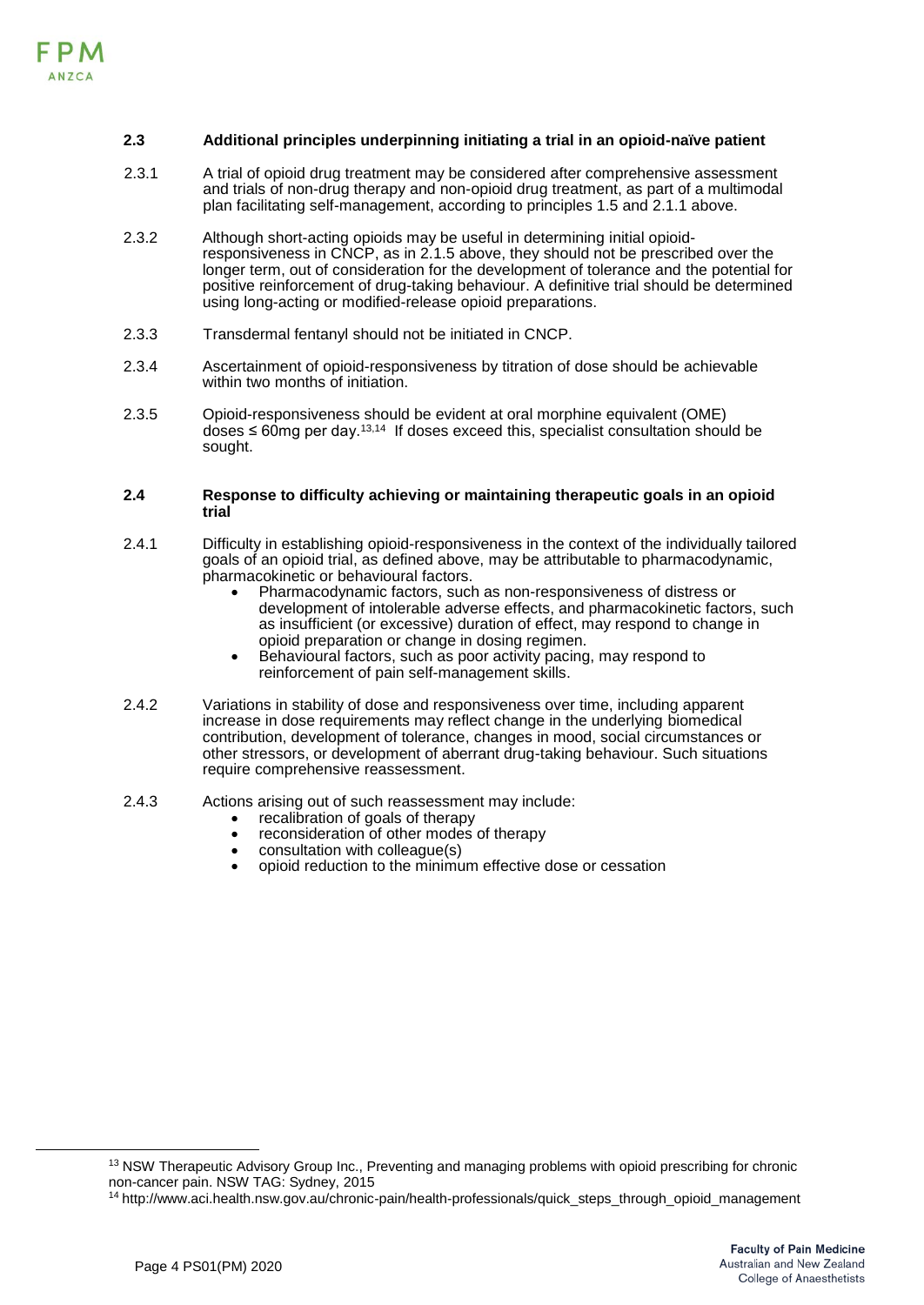### 2.3 Additional principles underpinning initiating a trial in an opioid-naïve patient

2.3.1 A trial of opioid drug treatment may be considered after comprehensive assessment and trials of non-drug therapy and non-opioid drug treatment, as part of a multimodal plan facilitating self-management, according to principles 1.5 and 2.1.1 above.

2.3.2 Although short-acting opioids may be useful in determining initial opioid-responsiveness in CNCP, as in 2.1.5 above, they should not be prescribed over the longer term, out of consideration for the development of tolerance and the potential for positive reinforcement of drug-taking behaviour. A definitive trial should be determined using long-acting or modified-release opioid preparations.

2.3.3 Transdermal fentanyl should not be initiated in CNCP.

2.3.4 Ascertainment of opioid-responsiveness by titration of dose should be achievable within two months of initiation.

2.3.5 Opioid-responsiveness should be evident at oral morphine equivalent (OME) doses ≤ 60mg per day.[13,14] If doses exceed this, specialist consultation should be sought.

### 2.4 Response to difficulty achieving or maintaining therapeutic goals in an opioid trial

2.4.1 Difficulty in establishing opioid-responsiveness in the context of the individually tailored goals of an opioid trial, as defined above, may be attributable to pharmacodynamic, pharmacokinetic or behavioural factors.

- Pharmacodynamic factors, such as non-responsiveness of distress or development of intolerable adverse effects, and pharmacokinetic factors, such as insufficient (or excessive) duration of effect, may respond to change in opioid preparation or change in dosing regimen.
- Behavioural factors, such as poor activity pacing, may respond to reinforcement of pain self-management skills.

2.4.2 Variations in stability of dose and responsiveness over time, including apparent increase in dose requirements may reflect change in the underlying biomedical contribution, development of tolerance, changes in mood, social circumstances or other stressors, or development of aberrant drug-taking behaviour. Such situations require comprehensive reassessment.

2.4.3 Actions arising out of such reassessment may include:

- recalibration of goals of therapy
- reconsideration of other modes of therapy
- consultation with colleague(s)
- opioid reduction to the minimum effective dose or cessation

---

[13] NSW Therapeutic Advisory Group Inc., Preventing and managing problems with opioid prescribing for chronic non-cancer pain. NSW TAG: Sydney, 2015

[14] http://www.aci.health.nsw.gov.au/chronic-pain/health-professionals/quick_steps_through_opioid_management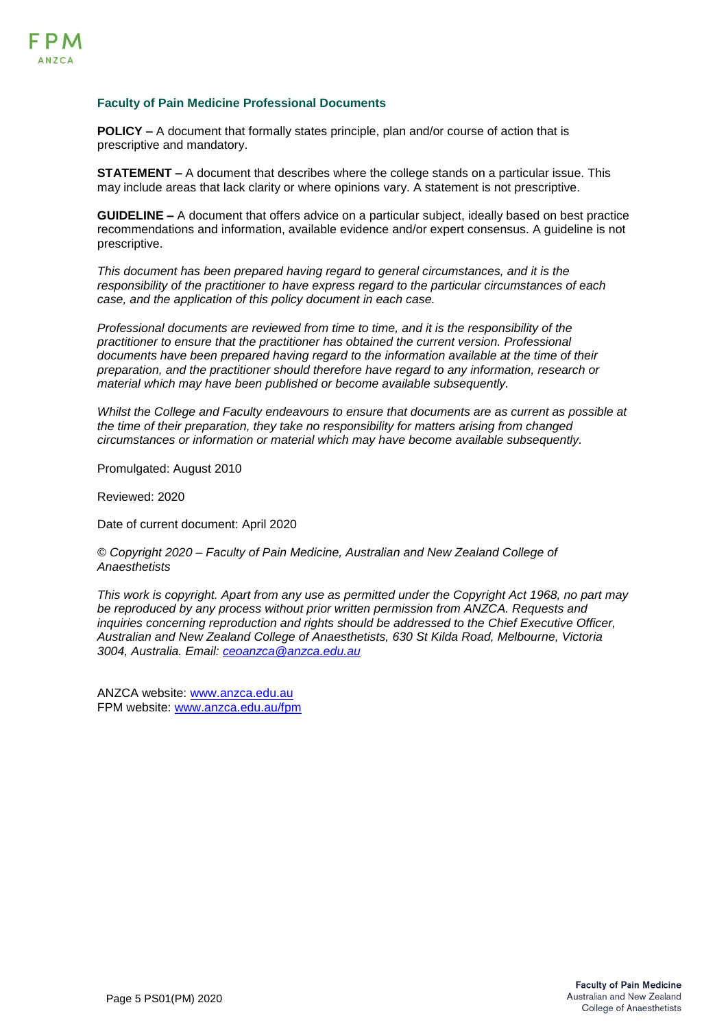### Faculty of Pain Medicine Professional Documents

**POLICY –** A document that formally states principle, plan and/or course of action that is prescriptive and mandatory.

**STATEMENT –** A document that describes where the college stands on a particular issue. This may include areas that lack clarity or where opinions vary. A statement is not prescriptive.

**GUIDELINE –** A document that offers advice on a particular subject, ideally based on best practice recommendations and information, available evidence and/or expert consensus. A guideline is not prescriptive.

*This document has been prepared having regard to general circumstances, and it is the responsibility of the practitioner to have express regard to the particular circumstances of each case, and the application of this policy document in each case.*

*Professional documents are reviewed from time to time, and it is the responsibility of the practitioner to ensure that the practitioner has obtained the current version. Professional documents have been prepared having regard to the information available at the time of their preparation, and the practitioner should therefore have regard to any information, research or material which may have been published or become available subsequently.*

*Whilst the College and Faculty endeavours to ensure that documents are as current as possible at the time of their preparation, they take no responsibility for matters arising from changed circumstances or information or material which may have become available subsequently.*

Promulgated: August 2010

Reviewed: 2020

Date of current document: April 2020

*© Copyright 2020 – Faculty of Pain Medicine, Australian and New Zealand College of Anaesthetists*

*This work is copyright. Apart from any use as permitted under the Copyright Act 1968, no part may be reproduced by any process without prior written permission from ANZCA. Requests and inquiries concerning reproduction and rights should be addressed to the Chief Executive Officer, Australian and New Zealand College of Anaesthetists, 630 St Kilda Road, Melbourne, Victoria 3004, Australia. Email: ceoanzca@anzca.edu.au*

ANZCA website: www.anzca.edu.au
FPM website: www.anzca.edu.au/fpm